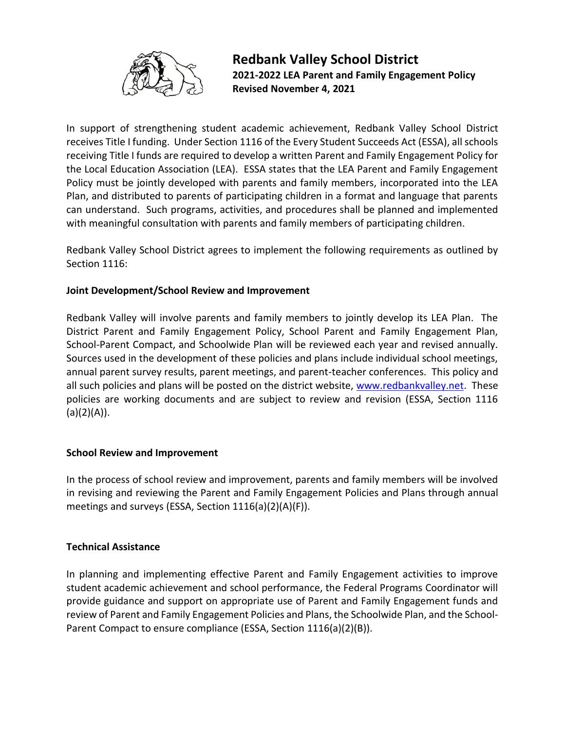# Redbank Valley School District

**2021-2022 LEA Parent and Family Engagement Policy**
**Revised November 4, 2021**

In support of strengthening student academic achievement, Redbank Valley School District receives Title I funding. Under Section 1116 of the Every Student Succeeds Act (ESSA), all schools receiving Title I funds are required to develop a written Parent and Family Engagement Policy for the Local Education Association (LEA). ESSA states that the LEA Parent and Family Engagement Policy must be jointly developed with parents and family members, incorporated into the LEA Plan, and distributed to parents of participating children in a format and language that parents can understand. Such programs, activities, and procedures shall be planned and implemented with meaningful consultation with parents and family members of participating children.

Redbank Valley School District agrees to implement the following requirements as outlined by Section 1116:

**Joint Development/School Review and Improvement**

Redbank Valley will involve parents and family members to jointly develop its LEA Plan. The District Parent and Family Engagement Policy, School Parent and Family Engagement Plan, School-Parent Compact, and Schoolwide Plan will be reviewed each year and revised annually. Sources used in the development of these policies and plans include individual school meetings, annual parent survey results, parent meetings, and parent-teacher conferences. This policy and all such policies and plans will be posted on the district website, www.redbankvalley.net. These policies are working documents and are subject to review and revision (ESSA, Section 1116 (a)(2)(A)).

**School Review and Improvement**

In the process of school review and improvement, parents and family members will be involved in revising and reviewing the Parent and Family Engagement Policies and Plans through annual meetings and surveys (ESSA, Section 1116(a)(2)(A)(F)).

**Technical Assistance**

In planning and implementing effective Parent and Family Engagement activities to improve student academic achievement and school performance, the Federal Programs Coordinator will provide guidance and support on appropriate use of Parent and Family Engagement funds and review of Parent and Family Engagement Policies and Plans, the Schoolwide Plan, and the School-Parent Compact to ensure compliance (ESSA, Section 1116(a)(2)(B)).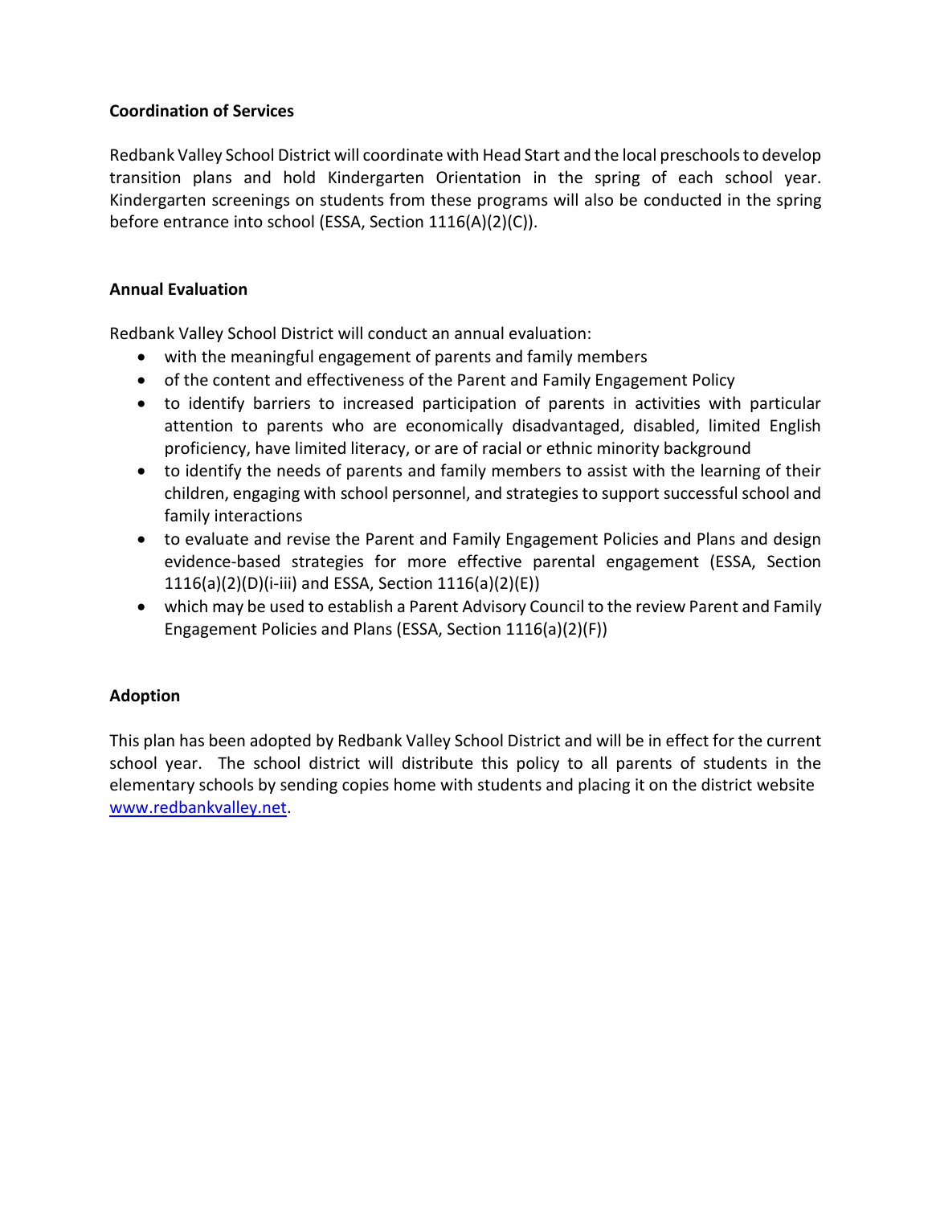**Coordination of Services**

Redbank Valley School District will coordinate with Head Start and the local preschools to develop transition plans and hold Kindergarten Orientation in the spring of each school year. Kindergarten screenings on students from these programs will also be conducted in the spring before entrance into school (ESSA, Section 1116(A)(2)(C)).

**Annual Evaluation**

Redbank Valley School District will conduct an annual evaluation:

- with the meaningful engagement of parents and family members
- of the content and effectiveness of the Parent and Family Engagement Policy
- to identify barriers to increased participation of parents in activities with particular attention to parents who are economically disadvantaged, disabled, limited English proficiency, have limited literacy, or are of racial or ethnic minority background
- to identify the needs of parents and family members to assist with the learning of their children, engaging with school personnel, and strategies to support successful school and family interactions
- to evaluate and revise the Parent and Family Engagement Policies and Plans and design evidence-based strategies for more effective parental engagement (ESSA, Section 1116(a)(2)(D)(i-iii) and ESSA, Section 1116(a)(2)(E))
- which may be used to establish a Parent Advisory Council to the review Parent and Family Engagement Policies and Plans (ESSA, Section 1116(a)(2)(F))

**Adoption**

This plan has been adopted by Redbank Valley School District and will be in effect for the current school year. The school district will distribute this policy to all parents of students in the elementary schools by sending copies home with students and placing it on the district website www.redbankvalley.net.